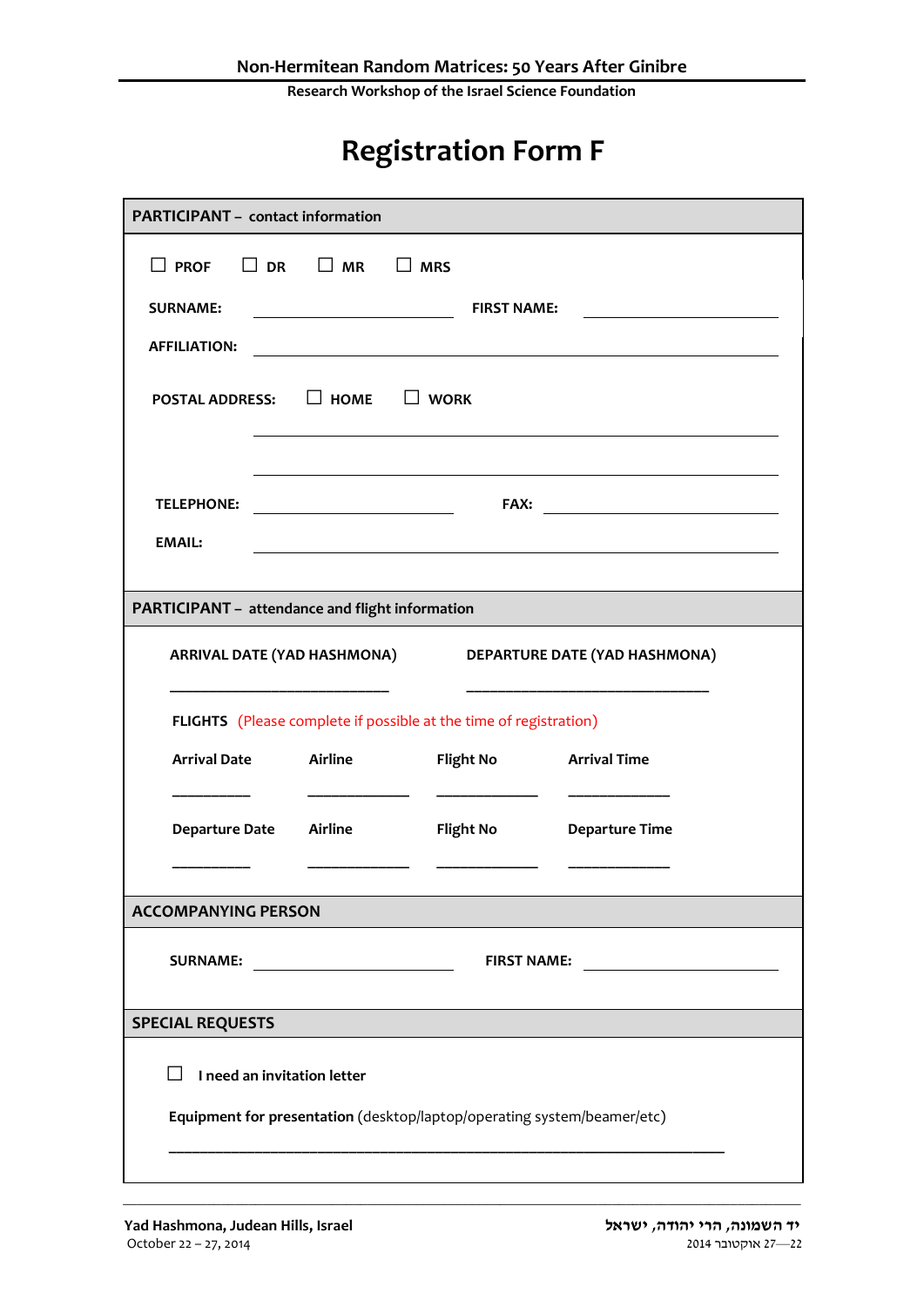Non-Hermitean Random Matrices: 50 Years After Ginibre

Research Workshop of the Israel Science Foundation

# Registration Form F

## PARTICIPANT – contact information

☐ PROF ☐ DR ☐ MR ☐ MRS

**SURNAME:** ____________________ **FIRST NAME:** ____________________

**AFFILIATION:** ________________________________________

**POSTAL ADDRESS:** ☐ HOME ☐ WORK

________________________________________

________________________________________

**TELEPHONE:** ____________________ **FAX:** ____________________

**EMAIL:** ________________________________________

## PARTICIPANT – attendance and flight information

**ARRIVAL DATE (YAD HASHMONA)** ____________________

**DEPARTURE DATE (YAD HASHMONA)** ____________________

**FLIGHTS** (Please complete if possible at the time of registration)

| Arrival Date | Airline | Flight No | Arrival Time |
|---|---|---|---|
| __________ | __________ | __________ | __________ |

| Departure Date | Airline | Flight No | Departure Time |
|---|---|---|---|
| __________ | __________ | __________ | __________ |

## ACCOMPANYING PERSON

**SURNAME:** ____________________ **FIRST NAME:** ____________________

## SPECIAL REQUESTS

☐ **I need an invitation letter**

**Equipment for presentation** (desktop/laptop/operating system/beamer/etc)

________________________________________

**Yad Hashmona, Judean Hills, Israel**
October 22 – 27, 2014

**יד השמונה, הרי יהודה, ישראל**
22—27 אוקטובר 2014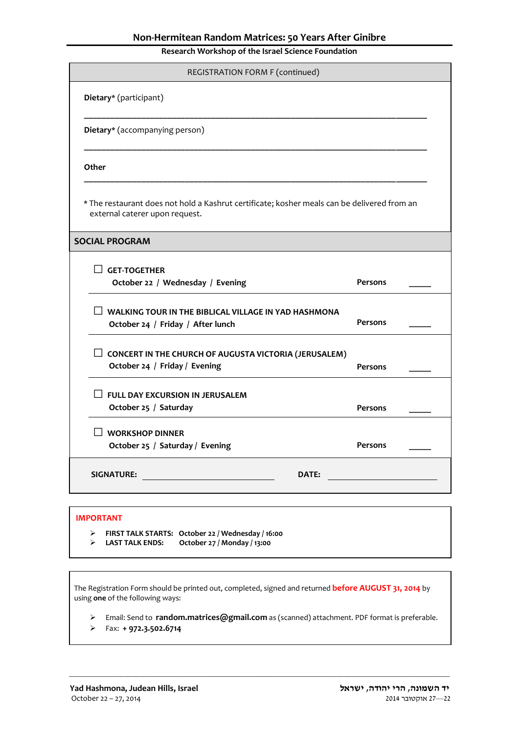REGISTRATION FORM F (continued)

**Dietary*** (participant)

\_\_\_\_\_\_\_\_\_\_\_\_\_\_\_\_\_\_\_\_\_\_\_\_\_\_\_\_\_\_\_\_\_\_\_\_\_\_\_\_\_\_\_\_\_\_\_\_\_\_\_\_\_\_\_\_\_\_\_\_

**Dietary*** (accompanying person)

\_\_\_\_\_\_\_\_\_\_\_\_\_\_\_\_\_\_\_\_\_\_\_\_\_\_\_\_\_\_\_\_\_\_\_\_\_\_\_\_\_\_\_\_\_\_\_\_\_\_\_\_\_\_\_\_\_\_\_\_

**Other**

\_\_\_\_\_\_\_\_\_\_\_\_\_\_\_\_\_\_\_\_\_\_\_\_\_\_\_\_\_\_\_\_\_\_\_\_\_\_\_\_\_\_\_\_\_\_\_\_\_\_\_\_\_\_\_\_\_\_\_\_

* The restaurant does not hold a Kashrut certificate; kosher meals can be delivered from an external caterer upon request.

## SOCIAL PROGRAM

| | | |
|---|---|---|
| ☐ **GET-TOGETHER**<br>**October 22 / Wednesday / Evening** | **Persons** | \_\_\_\_\_ |
| ☐ **WALKING TOUR IN THE BIBLICAL VILLAGE IN YAD HASHMONA**<br>**October 24 / Friday / After lunch** | **Persons** | \_\_\_\_\_ |
| ☐ **CONCERT IN THE CHURCH OF AUGUSTA VICTORIA (JERUSALEM)**<br>**October 24 / Friday / Evening** | **Persons** | \_\_\_\_\_ |
| ☐ **FULL DAY EXCURSION IN JERUSALEM**<br>**October 25 / Saturday** | **Persons** | \_\_\_\_\_ |
| ☐ **WORKSHOP DINNER**<br>**October 25 / Saturday / Evening** | **Persons** | \_\_\_\_\_ |

**SIGNATURE:** \_\_\_\_\_\_\_\_\_\_\_\_\_\_\_\_\_\_\_\_ **DATE:** \_\_\_\_\_\_\_\_\_\_\_\_\_\_\_\_\_\_\_\_

**IMPORTANT**

- **FIRST TALK STARTS: October 22 / Wednesday / 16:00**
- **LAST TALK ENDS: October 27 / Monday / 13:00**

The Registration Form should be printed out, completed, signed and returned **before AUGUST 31, 2014** by using **one** of the following ways:

- Email: Send to **random.matrices@gmail.com** as (scanned) attachment. PDF format is preferable.
- Fax: **+ 972.3.502.6714**